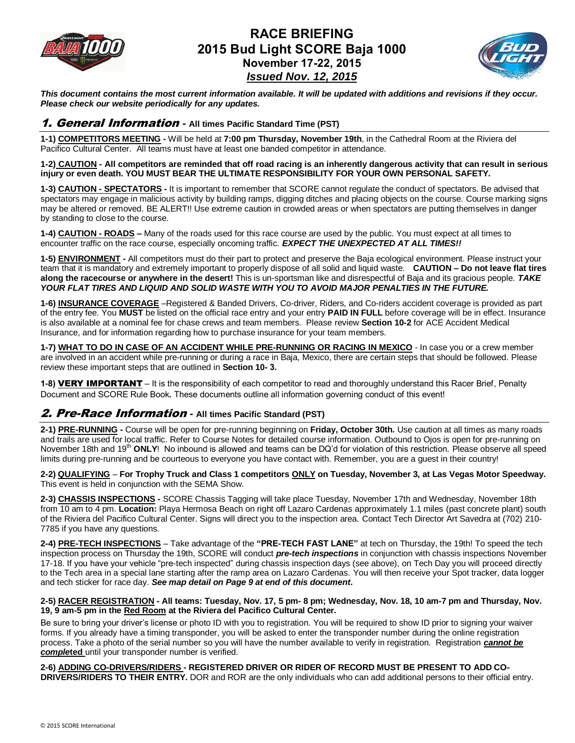# RACE BRIEFING
# 2015 Bud Light SCORE Baja 1000
## November 17-22, 2015
## *Issued Nov. 12, 2015*

***This document contains the most current information available. It will be updated with additions and revisions if they occur. Please check our website periodically for any updates.***

## 1. General Information - All times Pacific Standard Time (PST)

**1-1) COMPETITORS MEETING -** Will be held at **7:00 pm Thursday, November 19th**, in the Cathedral Room at the Riviera del Pacifico Cultural Center. All teams must have at least one banded competitor in attendance.

**1-2) CAUTION - All competitors are reminded that off road racing is an inherently dangerous activity that can result in serious injury or even death. YOU MUST BEAR THE ULTIMATE RESPONSIBILITY FOR YOUR OWN PERSONAL SAFETY.**

**1-3) CAUTION - SPECTATORS -** It is important to remember that SCORE cannot regulate the conduct of spectators. Be advised that spectators may engage in malicious activity by building ramps, digging ditches and placing objects on the course. Course marking signs may be altered or removed. BE ALERT!! Use extreme caution in crowded areas or when spectators are putting themselves in danger by standing to close to the course.

**1-4) CAUTION - ROADS –** Many of the roads used for this race course are used by the public. You must expect at all times to encounter traffic on the race course, especially oncoming traffic. ***EXPECT THE UNEXPECTED AT ALL TIMES!!***

**1-5) ENVIRONMENT -** All competitors must do their part to protect and preserve the Baja ecological environment. Please instruct your team that it is mandatory and extremely important to properly dispose of all solid and liquid waste. **CAUTION – Do not leave flat tires along the racecourse or anywhere in the desert!** This is un-sportsman like and disrespectful of Baja and its gracious people. ***TAKE YOUR FLAT TIRES AND LIQUID AND SOLID WASTE WITH YOU TO AVOID MAJOR PENALTIES IN THE FUTURE.***

**1-6) INSURANCE COVERAGE** –Registered & Banded Drivers, Co-driver, Riders, and Co-riders accident coverage is provided as part of the entry fee. You **MUST** be listed on the official race entry and your entry **PAID IN FULL** before coverage will be in effect. Insurance is also available at a nominal fee for chase crews and team members. Please review **Section 10-2** for ACE Accident Medical Insurance, and for information regarding how to purchase insurance for your team members.

**1-7) WHAT TO DO IN CASE OF AN ACCIDENT WHILE PRE-RUNNING OR RACING IN MEXICO** - In case you or a crew member are involved in an accident while pre-running or during a race in Baja, Mexico, there are certain steps that should be followed. Please review these important steps that are outlined in **Section 10- 3.**

**1-8) VERY IMPORTANT** – It is the responsibility of each competitor to read and thoroughly understand this Racer Brief, Penalty Document and SCORE Rule Book**.** These documents outline all information governing conduct of this event!

## 2. Pre-Race Information - All times Pacific Standard (PST)

**2-1) PRE-RUNNING -** Course will be open for pre-running beginning on **Friday, October 30th.** Use caution at all times as many roads and trails are used for local traffic. Refer to Course Notes for detailed course information. Outbound to Ojos is open for pre-running on November 18th and 19th **ONLY**! No inbound is allowed and teams can be DQ'd for violation of this restriction. Please observe all speed limits during pre-running and be courteous to everyone you have contact with. Remember, you are a guest in their country!

**2-2) QUALIFYING** – **For Trophy Truck and Class 1 competitors ONLY on Tuesday, November 3, at Las Vegas Motor Speedway.** This event is held in conjunction with the SEMA Show.

**2-3) CHASSIS INSPECTIONS -** SCORE Chassis Tagging will take place Tuesday, November 17th and Wednesday, November 18th from 10 am to 4 pm. **Location:** Playa Hermosa Beach on right off Lazaro Cardenas approximately 1.1 miles (past concrete plant) south of the Riviera del Pacifico Cultural Center. Signs will direct you to the inspection area. Contact Tech Director Art Savedra at (702) 210-7785 if you have any questions.

**2-4) PRE-TECH INSPECTIONS** – Take advantage of the **"PRE-TECH FAST LANE"** at tech on Thursday, the 19th! To speed the tech inspection process on Thursday the 19th, SCORE will conduct ***pre-tech inspections*** in conjunction with chassis inspections November 17-18. If you have your vehicle "pre-tech inspected" during chassis inspection days (see above), on Tech Day you will proceed directly to the Tech area in a special lane starting after the ramp area on Lazaro Cardenas. You will then receive your Spot tracker, data logger and tech sticker for race day. ***See map detail on Page 9 at end of this document.***

**2-5) RACER REGISTRATION - All teams: Tuesday, Nov. 17, 5 pm- 8 pm; Wednesday, Nov. 18, 10 am-7 pm and Thursday, Nov. 19, 9 am-5 pm in the Red Room at the Riviera del Pacifico Cultural Center.**

Be sure to bring your driver's license or photo ID with you to registration. You will be required to show ID prior to signing your waiver forms. If you already have a timing transponder, you will be asked to enter the transponder number during the online registration process. Take a photo of the serial number so you will have the number available to verify in registration. Registration ***cannot be complet*ed** until your transponder number is verified.

**2-6) ADDING CO-DRIVERS/RIDERS - REGISTERED DRIVER OR RIDER OF RECORD MUST BE PRESENT TO ADD CO-DRIVERS/RIDERS TO THEIR ENTRY.** DOR and ROR are the only individuals who can add additional persons to their official entry.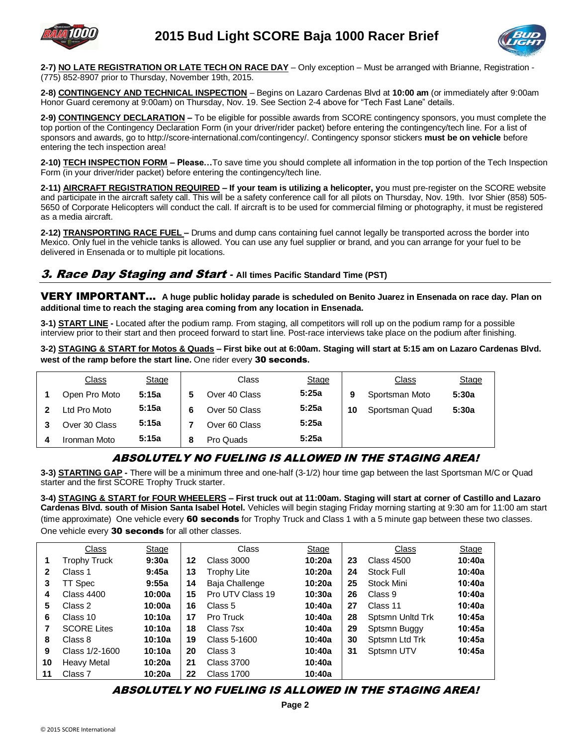**2-7) NO LATE REGISTRATION OR LATE TECH ON RACE DAY** – Only exception – Must be arranged with Brianne, Registration - (775) 852-8907 prior to Thursday, November 19th, 2015.

**2-8) CONTINGENCY AND TECHNICAL INSPECTION** – Begins on Lazaro Cardenas Blvd at **10:00 am** (or immediately after 9:00am Honor Guard ceremony at 9:00am) on Thursday, Nov. 19. See Section 2-4 above for "Tech Fast Lane" details.

**2-9) CONTINGENCY DECLARATION –** To be eligible for possible awards from SCORE contingency sponsors, you must complete the top portion of the Contingency Declaration Form (in your driver/rider packet) before entering the contingency/tech line. For a list of sponsors and awards, go to http://score-international.com/contingency/. Contingency sponsor stickers **must be on vehicle** before entering the tech inspection area!

**2-10) TECH INSPECTION FORM – Please…**To save time you should complete all information in the top portion of the Tech Inspection Form (in your driver/rider packet) before entering the contingency/tech line.

**2-11) AIRCRAFT REGISTRATION REQUIRED – If your team is utilizing a helicopter, y**ou must pre-register on the SCORE website and participate in the aircraft safety call. This will be a safety conference call for all pilots on Thursday, Nov. 19th. Ivor Shier (858) 505-5650 of Corporate Helicopters will conduct the call. If aircraft is to be used for commercial filming or photography, it must be registered as a media aircraft.

**2-12) TRANSPORTING RACE FUEL –** Drums and dump cans containing fuel cannot legally be transported across the border into Mexico. Only fuel in the vehicle tanks is allowed. You can use any fuel supplier or brand, and you can arrange for your fuel to be delivered in Ensenada or to multiple pit locations.

## *3. Race Day Staging and Start* - All times Pacific Standard Time (PST)

**VERY IMPORTANT… A huge public holiday parade is scheduled on Benito Juarez in Ensenada on race day. Plan on additional time to reach the staging area coming from any location in Ensenada.**

**3-1) START LINE -** Located after the podium ramp. From staging, all competitors will roll up on the podium ramp for a possible interview prior to their start and then proceed forward to start line. Post-race interviews take place on the podium after finishing.

**3-2) STAGING & START for Motos & Quads – First bike out at 6:00am. Staging will start at 5:15 am on Lazaro Cardenas Blvd. west of the ramp before the start line.** One rider every **30 seconds.**

| | Class | Stage | | Class | Stage | | Class | Stage |
|---|---|---|---|---|---|---|---|---|
| 1 | Open Pro Moto | 5:15a | 5 | Over 40 Class | 5:25a | 9 | Sportsman Moto | 5:30a |
| 2 | Ltd Pro Moto | 5:15a | 6 | Over 50 Class | 5:25a | 10 | Sportsman Quad | 5:30a |
| 3 | Over 30 Class | 5:15a | 7 | Over 60 Class | 5:25a | | | |
| 4 | Ironman Moto | 5:15a | 8 | Pro Quads | 5:25a | | | |

***ABSOLUTELY NO FUELING IS ALLOWED IN THE STAGING AREA!***

**3-3) STARTING GAP -** There will be a minimum three and one-half (3-1/2) hour time gap between the last Sportsman M/C or Quad starter and the first SCORE Trophy Truck starter.

**3-4) STAGING & START for FOUR WHEELERS – First truck out at 11:00am. Staging will start at corner of Castillo and Lazaro Cardenas Blvd. south of Mision Santa Isabel Hotel.** Vehicles will begin staging Friday morning starting at 9:30 am for 11:00 am start (time approximate) One vehicle every **60 seconds** for Trophy Truck and Class 1 with a 5 minute gap between these two classes. One vehicle every **30 seconds** for all other classes.

| | Class | Stage | | Class | Stage | | Class | Stage |
|---|---|---|---|---|---|---|---|---|
| 1 | Trophy Truck | 9:30a | 12 | Class 3000 | 10:20a | 23 | Class 4500 | 10:40a |
| 2 | Class 1 | 9:45a | 13 | Trophy Lite | 10:20a | 24 | Stock Full | 10:40a |
| 3 | TT Spec | 9:55a | 14 | Baja Challenge | 10:20a | 25 | Stock Mini | 10:40a |
| 4 | Class 4400 | 10:00a | 15 | Pro UTV Class 19 | 10:30a | 26 | Class 9 | 10:40a |
| 5 | Class 2 | 10:00a | 16 | Class 5 | 10:40a | 27 | Class 11 | 10:40a |
| 6 | Class 10 | 10:10a | 17 | Pro Truck | 10:40a | 28 | Sptsmn Unltd Trk | 10:45a |
| 7 | SCORE Lites | 10:10a | 18 | Class 7sx | 10:40a | 29 | Sptsmn Buggy | 10:45a |
| 8 | Class 8 | 10:10a | 19 | Class 5-1600 | 10:40a | 30 | Sptsmn Ltd Trk | 10:45a |
| 9 | Class 1/2-1600 | 10:10a | 20 | Class 3 | 10:40a | 31 | Sptsmn UTV | 10:45a |
| 10 | Heavy Metal | 10:20a | 21 | Class 3700 | 10:40a | | | |
| 11 | Class 7 | 10:20a | 22 | Class 1700 | 10:40a | | | |

***ABSOLUTELY NO FUELING IS ALLOWED IN THE STAGING AREA!***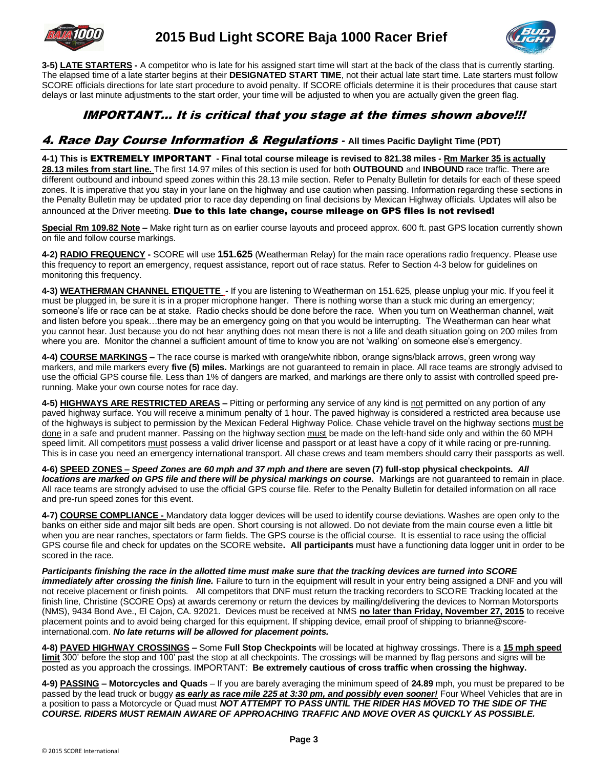**3-5) LATE STARTERS -** A competitor who is late for his assigned start time will start at the back of the class that is currently starting. The elapsed time of a late starter begins at their **DESIGNATED START TIME**, not their actual late start time. Late starters must follow SCORE officials directions for late start procedure to avoid penalty. If SCORE officials determine it is their procedures that cause start delays or last minute adjustments to the start order, your time will be adjusted to when you are actually given the green flag.

### *IMPORTANT… It is critical that you stage at the times shown above!!!*

## *4. Race Day Course Information & Regulations* - All times Pacific Daylight Time (PDT)

**4-1) This is EXTREMELY IMPORTANT - Final total course mileage is revised to 821.38 miles - Rm Marker 35 is actually 28.13 miles from start line.** The first 14.97 miles of this section is used for both **OUTBOUND** and **INBOUND** race traffic. There are different outbound and inbound speed zones within this 28.13 mile section. Refer to Penalty Bulletin for details for each of these speed zones. It is imperative that you stay in your lane on the highway and use caution when passing. Information regarding these sections in the Penalty Bulletin may be updated prior to race day depending on final decisions by Mexican Highway officials. Updates will also be announced at the Driver meeting. **Due to this late change, course mileage on GPS files is not revised!**

**Special Rm 109.82 Note –** Make right turn as on earlier course layouts and proceed approx. 600 ft. past GPS location currently shown on file and follow course markings.

**4-2) RADIO FREQUENCY -** SCORE will use **151.625** (Weatherman Relay) for the main race operations radio frequency. Please use this frequency to report an emergency, request assistance, report out of race status. Refer to Section 4-3 below for guidelines on monitoring this frequency.

**4-3) WEATHERMAN CHANNEL ETIQUETTE -** If you are listening to Weatherman on 151.625, please unplug your mic. If you feel it must be plugged in, be sure it is in a proper microphone hanger. There is nothing worse than a stuck mic during an emergency; someone's life or race can be at stake. Radio checks should be done before the race. When you turn on Weatherman channel, wait and listen before you speak…there may be an emergency going on that you would be interrupting. The Weatherman can hear what you cannot hear. Just because you do not hear anything does not mean there is not a life and death situation going on 200 miles from where you are. Monitor the channel a sufficient amount of time to know you are not 'walking' on someone else's emergency.

**4-4) COURSE MARKINGS –** The race course is marked with orange/white ribbon, orange signs/black arrows, green wrong way markers, and mile markers every **five (5) miles.** Markings are not guaranteed to remain in place. All race teams are strongly advised to use the official GPS course file. Less than 1% of dangers are marked, and markings are there only to assist with controlled speed pre-running. Make your own course notes for race day.

**4-5) HIGHWAYS ARE RESTRICTED AREAS –** Pitting or performing any service of any kind is not permitted on any portion of any paved highway surface. You will receive a minimum penalty of 1 hour. The paved highway is considered a restricted area because use of the highways is subject to permission by the Mexican Federal Highway Police. Chase vehicle travel on the highway sections must be done in a safe and prudent manner. Passing on the highway section must be made on the left-hand side only and within the 60 MPH speed limit. All competitors must possess a valid driver license and passport or at least have a copy of it while racing or pre-running. This is in case you need an emergency international transport. All chase crews and team members should carry their passports as well.

**4-6) SPEED ZONES –** ***Speed Zones are 60 mph and 37 mph and there*** **are seven (7) full-stop physical checkpoints.** ***All locations are marked on GPS file and there will be physical markings on course.*** Markings are not guaranteed to remain in place. All race teams are strongly advised to use the official GPS course file. Refer to the Penalty Bulletin for detailed information on all race and pre-run speed zones for this event.

**4-7) COURSE COMPLIANCE -** Mandatory data logger devices will be used to identify course deviations. Washes are open only to the banks on either side and major silt beds are open. Short coursing is not allowed. Do not deviate from the main course even a little bit when you are near ranches, spectators or farm fields. The GPS course is the official course. It is essential to race using the official GPS course file and check for updates on the SCORE website**. All participants** must have a functioning data logger unit in order to be scored in the race.

***Participants finishing the race in the allotted time must make sure that the tracking devices are turned into SCORE immediately after crossing the finish line.*** Failure to turn in the equipment will result in your entry being assigned a DNF and you will not receive placement or finish points. All competitors that DNF must return the tracking recorders to SCORE Tracking located at the finish line, Christine (SCORE Ops) at awards ceremony or return the devices by mailing/delivering the devices to Norman Motorsports (NMS), 9434 Bond Ave., El Cajon, CA. 92021. Devices must be received at NMS **no later than Friday, November 27, 2015** to receive placement points and to avoid being charged for this equipment. If shipping device, email proof of shipping to brianne@score-international.com. ***No late returns will be allowed for placement points.***

**4-8) PAVED HIGHWAY CROSSINGS –** Some **Full Stop Checkpoints** will be located at highway crossings. There is a **15 mph speed limit** 300' before the stop and 100' past the stop at all checkpoints. The crossings will be manned by flag persons and signs will be posted as you approach the crossings. IMPORTANT: **Be extremely cautious of cross traffic when crossing the highway.**

**4-9) PASSING – Motorcycles and Quads** – If you are barely averaging the minimum speed of **24.89** mph, you must be prepared to be passed by the lead truck or buggy ***as early as race mile 225 at 3:30 pm, and possibly even sooner!*** Four Wheel Vehicles that are in a position to pass a Motorcycle or Quad must ***NOT ATTEMPT TO PASS UNTIL THE RIDER HAS MOVED TO THE SIDE OF THE COURSE. RIDERS MUST REMAIN AWARE OF APPROACHING TRAFFIC AND MOVE OVER AS QUICKLY AS POSSIBLE.***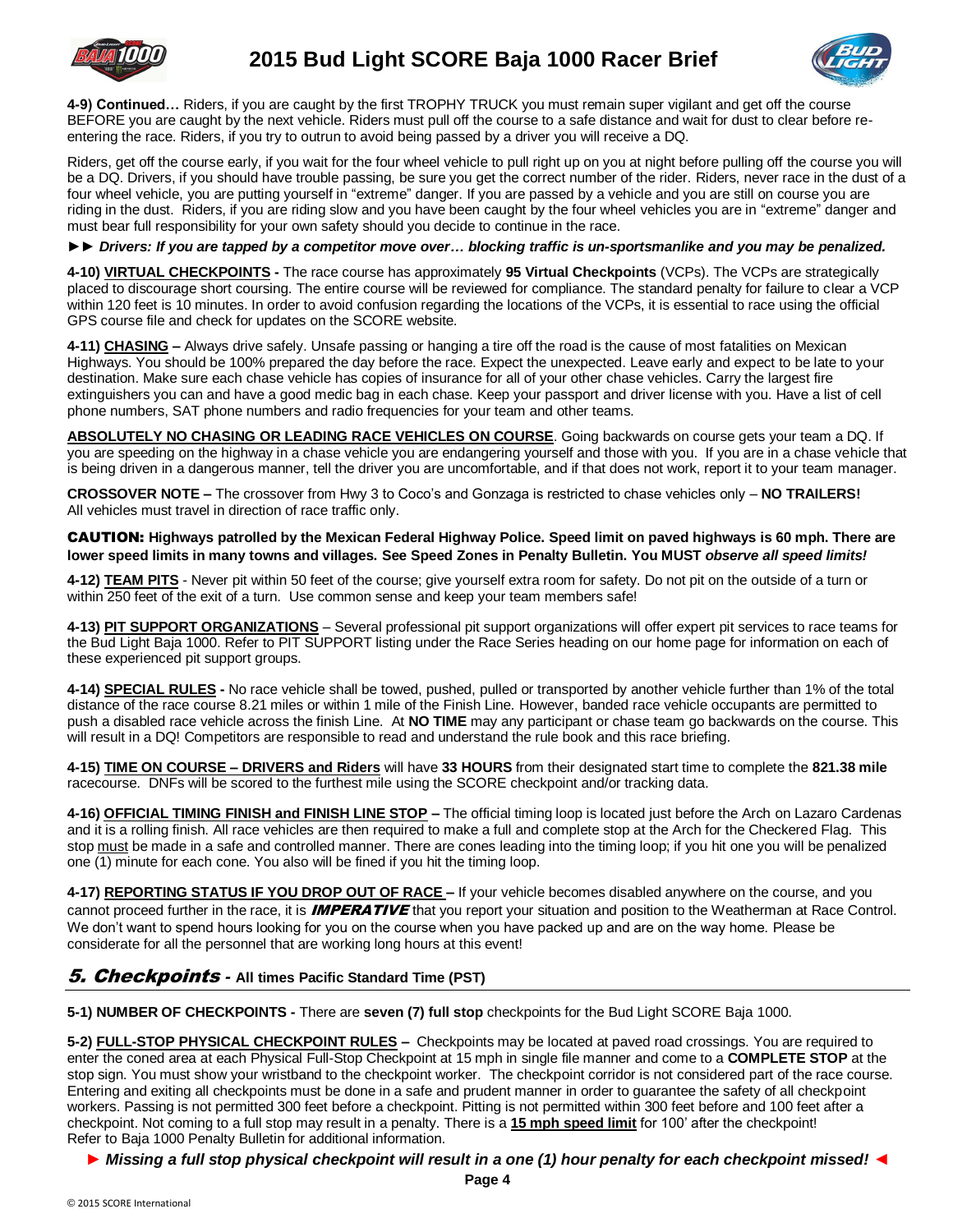**4-9) Continued…** Riders, if you are caught by the first TROPHY TRUCK you must remain super vigilant and get off the course BEFORE you are caught by the next vehicle. Riders must pull off the course to a safe distance and wait for dust to clear before re-entering the race. Riders, if you try to outrun to avoid being passed by a driver you will receive a DQ.

Riders, get off the course early, if you wait for the four wheel vehicle to pull right up on you at night before pulling off the course you will be a DQ. Drivers, if you should have trouble passing, be sure you get the correct number of the rider. Riders, never race in the dust of a four wheel vehicle, you are putting yourself in "extreme" danger. If you are passed by a vehicle and you are still on course you are riding in the dust. Riders, if you are riding slow and you have been caught by the four wheel vehicles you are in "extreme" danger and must bear full responsibility for your own safety should you decide to continue in the race.

►► ***Drivers: If you are tapped by a competitor move over… blocking traffic is un-sportsmanlike and you may be penalized.***

**4-10) VIRTUAL CHECKPOINTS -** The race course has approximately **95 Virtual Checkpoints** (VCPs). The VCPs are strategically placed to discourage short coursing. The entire course will be reviewed for compliance. The standard penalty for failure to clear a VCP within 120 feet is 10 minutes. In order to avoid confusion regarding the locations of the VCPs, it is essential to race using the official GPS course file and check for updates on the SCORE website.

**4-11) CHASING –** Always drive safely. Unsafe passing or hanging a tire off the road is the cause of most fatalities on Mexican Highways. You should be 100% prepared the day before the race. Expect the unexpected. Leave early and expect to be late to your destination. Make sure each chase vehicle has copies of insurance for all of your other chase vehicles. Carry the largest fire extinguishers you can and have a good medic bag in each chase. Keep your passport and driver license with you. Have a list of cell phone numbers, SAT phone numbers and radio frequencies for your team and other teams.

**ABSOLUTELY NO CHASING OR LEADING RACE VEHICLES ON COURSE**. Going backwards on course gets your team a DQ. If you are speeding on the highway in a chase vehicle you are endangering yourself and those with you. If you are in a chase vehicle that is being driven in a dangerous manner, tell the driver you are uncomfortable, and if that does not work, report it to your team manager.

**CROSSOVER NOTE –** The crossover from Hwy 3 to Coco's and Gonzaga is restricted to chase vehicles only – **NO TRAILERS!** All vehicles must travel in direction of race traffic only.

**CAUTION: Highways patrolled by the Mexican Federal Highway Police. Speed limit on paved highways is 60 mph. There are lower speed limits in many towns and villages. See Speed Zones in Penalty Bulletin. You MUST *observe all speed limits!***

**4-12) TEAM PITS** - Never pit within 50 feet of the course; give yourself extra room for safety. Do not pit on the outside of a turn or within 250 feet of the exit of a turn. Use common sense and keep your team members safe!

**4-13) PIT SUPPORT ORGANIZATIONS** – Several professional pit support organizations will offer expert pit services to race teams for the Bud Light Baja 1000. Refer to PIT SUPPORT listing under the Race Series heading on our home page for information on each of these experienced pit support groups.

**4-14) SPECIAL RULES -** No race vehicle shall be towed, pushed, pulled or transported by another vehicle further than 1% of the total distance of the race course 8.21 miles or within 1 mile of the Finish Line. However, banded race vehicle occupants are permitted to push a disabled race vehicle across the finish Line. At **NO TIME** may any participant or chase team go backwards on the course. This will result in a DQ! Competitors are responsible to read and understand the rule book and this race briefing.

**4-15) TIME ON COURSE – DRIVERS and Riders** will have **33 HOURS** from their designated start time to complete the **821.38 mile** racecourse. DNFs will be scored to the furthest mile using the SCORE checkpoint and/or tracking data.

**4-16) OFFICIAL TIMING FINISH and FINISH LINE STOP –** The official timing loop is located just before the Arch on Lazaro Cardenas and it is a rolling finish. All race vehicles are then required to make a full and complete stop at the Arch for the Checkered Flag. This stop must be made in a safe and controlled manner. There are cones leading into the timing loop; if you hit one you will be penalized one (1) minute for each cone. You also will be fined if you hit the timing loop.

**4-17) REPORTING STATUS IF YOU DROP OUT OF RACE –** If your vehicle becomes disabled anywhere on the course, and you cannot proceed further in the race, it is ***IMPERATIVE*** that you report your situation and position to the Weatherman at Race Control. We don't want to spend hours looking for you on the course when you have packed up and are on the way home. Please be considerate for all the personnel that are working long hours at this event!

## *5. Checkpoints* - All times Pacific Standard Time (PST)

**5-1) NUMBER OF CHECKPOINTS -** There are **seven (7) full stop** checkpoints for the Bud Light SCORE Baja 1000.

**5-2) FULL-STOP PHYSICAL CHECKPOINT RULES –** Checkpoints may be located at paved road crossings. You are required to enter the coned area at each Physical Full-Stop Checkpoint at 15 mph in single file manner and come to a **COMPLETE STOP** at the stop sign. You must show your wristband to the checkpoint worker. The checkpoint corridor is not considered part of the race course. Entering and exiting all checkpoints must be done in a safe and prudent manner in order to guarantee the safety of all checkpoint workers. Passing is not permitted 300 feet before a checkpoint. Pitting is not permitted within 300 feet before and 100 feet after a checkpoint. Not coming to a full stop may result in a penalty. There is a **15 mph speed limit** for 100' after the checkpoint! Refer to Baja 1000 Penalty Bulletin for additional information.

► ***Missing a full stop physical checkpoint will result in a one (1) hour penalty for each checkpoint missed!*** ◄

© 2015 SCORE International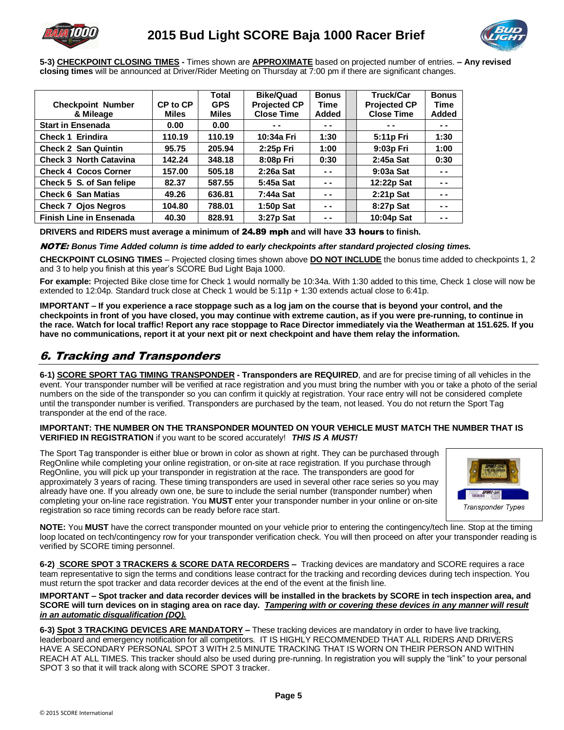**5-3) CHECKPOINT CLOSING TIMES -** Times shown are **APPROXIMATE** based on projected number of entries. **– Any revised closing times** will be announced at Driver/Rider Meeting on Thursday at 7:00 pm if there are significant changes.

| Checkpoint Number & Mileage | CP to CP Miles | Total GPS Miles | Bike/Quad Projected CP Close Time | Bonus Time Added | | Truck/Car Projected CP Close Time | Bonus Time Added |
|---|---|---|---|---|---|---|---|
| Start in Ensenada | 0.00 | 0.00 | - - | - - | | - - | - - |
| Check 1 Erindira | 110.19 | 110.19 | 10:34a Fri | 1:30 | | 5:11p Fri | 1:30 |
| Check 2 San Quintin | 95.75 | 205.94 | 2:25p Fri | 1:00 | | 9:03p Fri | 1:00 |
| Check 3 North Catavina | 142.24 | 348.18 | 8:08p Fri | 0:30 | | 2:45a Sat | 0:30 |
| Check 4 Cocos Corner | 157.00 | 505.18 | 2:26a Sat | - - | | 9:03a Sat | - - |
| Check 5 S. of San felipe | 82.37 | 587.55 | 5:45a Sat | - - | | 12:22p Sat | - - |
| Check 6 San Matias | 49.26 | 636.81 | 7:44a Sat | - - | | 2:21p Sat | - - |
| Check 7 Ojos Negros | 104.80 | 788.01 | 1:50p Sat | - - | | 8:27p Sat | - - |
| Finish Line in Ensenada | 40.30 | 828.91 | 3:27p Sat | - - | | 10:04p Sat | - - |

**DRIVERS and RIDERS must average a minimum of 24.89 mph and will have 33 hours to finish.**

***NOTE: Bonus Time Added column is time added to early checkpoints after standard projected closing times.***

**CHECKPOINT CLOSING TIMES** – Projected closing times shown above **DO NOT INCLUDE** the bonus time added to checkpoints 1, 2 and 3 to help you finish at this year's SCORE Bud Light Baja 1000.

**For example:** Projected Bike close time for Check 1 would normally be 10:34a. With 1:30 added to this time, Check 1 close will now be extended to 12:04p. Standard truck close at Check 1 would be 5:11p + 1:30 extends actual close to 6:41p.

**IMPORTANT – If you experience a race stoppage such as a log jam on the course that is beyond your control, and the checkpoints in front of you have closed, you may continue with extreme caution, as if you were pre-running, to continue in the race. Watch for local traffic! Report any race stoppage to Race Director immediately via the Weatherman at 151.625. If you have no communications, report it at your next pit or next checkpoint and have them relay the information.**

## *6. Tracking and Transponders*

**6-1) SCORE SPORT TAG TIMING TRANSPONDER - Transponders are REQUIRED**, and are for precise timing of all vehicles in the event. Your transponder number will be verified at race registration and you must bring the number with you or take a photo of the serial numbers on the side of the transponder so you can confirm it quickly at registration. Your race entry will not be considered complete until the transponder number is verified. Transponders are purchased by the team, not leased. You do not return the Sport Tag transponder at the end of the race.

**IMPORTANT: THE NUMBER ON THE TRANSPONDER MOUNTED ON YOUR VEHICLE MUST MATCH THE NUMBER THAT IS VERIFIED IN REGISTRATION** if you want to be scored accurately! ***THIS IS A MUST!***

The Sport Tag transponder is either blue or brown in color as shown at right. They can be purchased through RegOnline while completing your online registration, or on-site at race registration. If you purchase through RegOnline, you will pick up your transponder in registration at the race. The transponders are good for approximately 3 years of racing. These timing transponders are used in several other race series so you may already have one. If you already own one, be sure to include the serial number (transponder number) when completing your on-line race registration. You **MUST** enter your transponder number in your online or on-site registration so race timing records can be ready before race start.

*Transponder Types*

**NOTE:** You **MUST** have the correct transponder mounted on your vehicle prior to entering the contingency/tech line. Stop at the timing loop located on tech/contingency row for your transponder verification check. You will then proceed on after your transponder reading is verified by SCORE timing personnel.

**6-2) SCORE SPOT 3 TRACKERS & SCORE DATA RECORDERS –** Tracking devices are mandatory and SCORE requires a race team representative to sign the terms and conditions lease contract for the tracking and recording devices during tech inspection. You must return the spot tracker and data recorder devices at the end of the event at the finish line.

**IMPORTANT – Spot tracker and data recorder devices will be installed in the brackets by SCORE in tech inspection area, and SCORE will turn devices on in staging area on race day. *Tampering with or covering these devices in any manner will result in an automatic disqualification (DQ).***

**6-3) Spot 3 TRACKING DEVICES ARE MANDATORY –** These tracking devices are mandatory in order to have live tracking, leaderboard and emergency notification for all competitors. IT IS HIGHLY RECOMMENDED THAT ALL RIDERS AND DRIVERS HAVE A SECONDARY PERSONAL SPOT 3 WITH 2.5 MINUTE TRACKING THAT IS WORN ON THEIR PERSON AND WITHIN REACH AT ALL TIMES. This tracker should also be used during pre-running. In registration you will supply the "link" to your personal SPOT 3 so that it will track along with SCORE SPOT 3 tracker.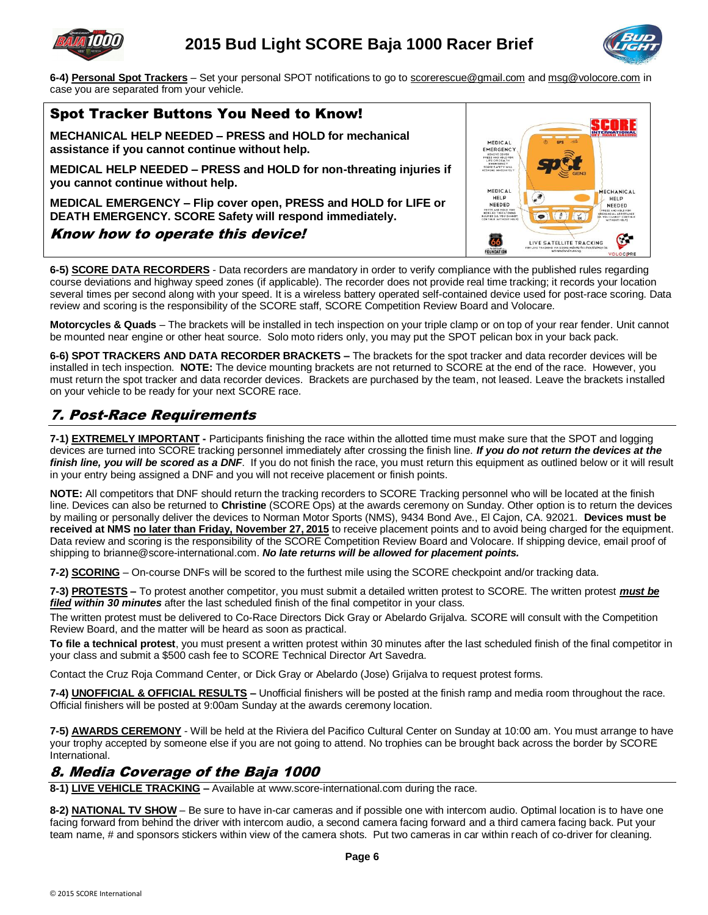**6-4) Personal Spot Trackers** – Set your personal SPOT notifications to go to scorerescue@gmail.com and msg@volocore.com in case you are separated from your vehicle.

## Spot Tracker Buttons You Need to Know!

**MECHANICAL HELP NEEDED – PRESS and HOLD for mechanical assistance if you cannot continue without help.**

**MEDICAL HELP NEEDED – PRESS and HOLD for non-threating injuries if you cannot continue without help.**

**MEDICAL EMERGENCY – Flip cover open, PRESS and HOLD for LIFE or DEATH EMERGENCY. SCORE Safety will respond immediately.**

***Know how to operate this device!***

**6-5) SCORE DATA RECORDERS** - Data recorders are mandatory in order to verify compliance with the published rules regarding course deviations and highway speed zones (if applicable). The recorder does not provide real time tracking; it records your location several times per second along with your speed. It is a wireless battery operated self-contained device used for post-race scoring. Data review and scoring is the responsibility of the SCORE staff, SCORE Competition Review Board and Volocare.

**Motorcycles & Quads** – The brackets will be installed in tech inspection on your triple clamp or on top of your rear fender. Unit cannot be mounted near engine or other heat source. Solo moto riders only, you may put the SPOT pelican box in your back pack.

**6-6) SPOT TRACKERS AND DATA RECORDER BRACKETS –** The brackets for the spot tracker and data recorder devices will be installed in tech inspection. **NOTE:** The device mounting brackets are not returned to SCORE at the end of the race. However, you must return the spot tracker and data recorder devices. Brackets are purchased by the team, not leased. Leave the brackets installed on your vehicle to be ready for your next SCORE race.

## *7. Post-Race Requirements*

**7-1) EXTREMELY IMPORTANT -** Participants finishing the race within the allotted time must make sure that the SPOT and logging devices are turned into SCORE tracking personnel immediately after crossing the finish line. ***If you do not return the devices at the finish line, you will be scored as a DNF***. If you do not finish the race, you must return this equipment as outlined below or it will result in your entry being assigned a DNF and you will not receive placement or finish points.

**NOTE:** All competitors that DNF should return the tracking recorders to SCORE Tracking personnel who will be located at the finish line. Devices can also be returned to **Christine** (SCORE Ops) at the awards ceremony on Sunday. Other option is to return the devices by mailing or personally deliver the devices to Norman Motor Sports (NMS), 9434 Bond Ave., El Cajon, CA. 92021. **Devices must be received at NMS no later than Friday, November 27, 2015** to receive placement points and to avoid being charged for the equipment. Data review and scoring is the responsibility of the SCORE Competition Review Board and Volocare. If shipping device, email proof of shipping to brianne@score-international.com. ***No late returns will be allowed for placement points.***

**7-2) SCORING** – On-course DNFs will be scored to the furthest mile using the SCORE checkpoint and/or tracking data.

**7-3) PROTESTS –** To protest another competitor, you must submit a detailed written protest to SCORE. The written protest ***must be filed within 30 minutes*** after the last scheduled finish of the final competitor in your class.

The written protest must be delivered to Co-Race Directors Dick Gray or Abelardo Grijalva. SCORE will consult with the Competition Review Board, and the matter will be heard as soon as practical.

**To file a technical protest**, you must present a written protest within 30 minutes after the last scheduled finish of the final competitor in your class and submit a $500 cash fee to SCORE Technical Director Art Savedra.

Contact the Cruz Roja Command Center, or Dick Gray or Abelardo (Jose) Grijalva to request protest forms.

**7-4) UNOFFICIAL & OFFICIAL RESULTS –** Unofficial finishers will be posted at the finish ramp and media room throughout the race. Official finishers will be posted at 9:00am Sunday at the awards ceremony location.

**7-5) AWARDS CEREMONY** - Will be held at the Riviera del Pacifico Cultural Center on Sunday at 10:00 am. You must arrange to have your trophy accepted by someone else if you are not going to attend. No trophies can be brought back across the border by SCORE International.

## *8. Media Coverage of the Baja 1000*

**8-1) LIVE VEHICLE TRACKING –** Available at www.score-international.com during the race.

**8-2) NATIONAL TV SHOW** – Be sure to have in-car cameras and if possible one with intercom audio. Optimal location is to have one facing forward from behind the driver with intercom audio, a second camera facing forward and a third camera facing back. Put your team name, # and sponsors stickers within view of the camera shots. Put two cameras in car within reach of co-driver for cleaning.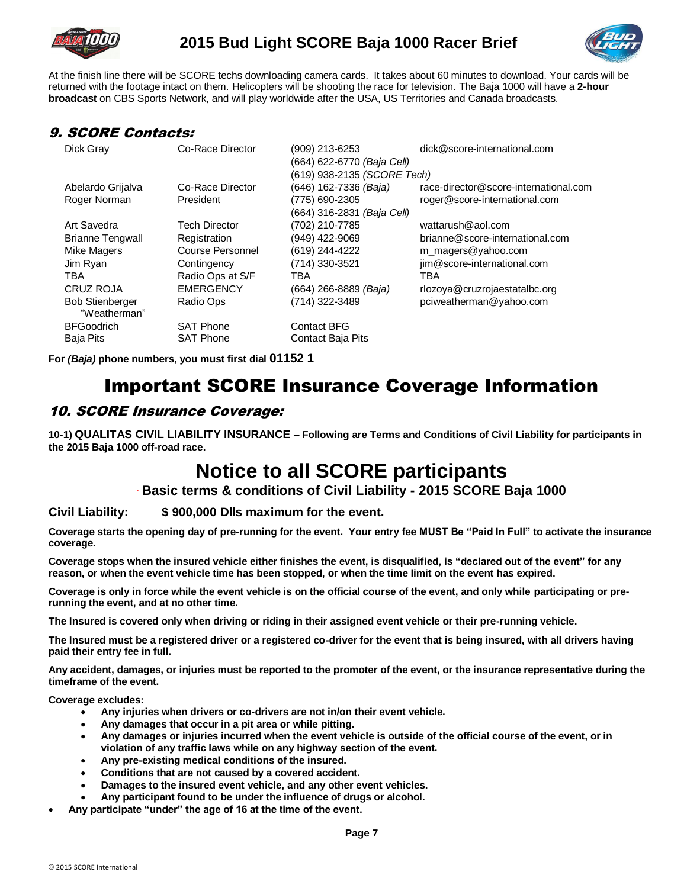At the finish line there will be SCORE techs downloading camera cards. It takes about 60 minutes to download. Your cards will be returned with the footage intact on them. Helicopters will be shooting the race for television. The Baja 1000 will have a **2-hour broadcast** on CBS Sports Network, and will play worldwide after the USA, US Territories and Canada broadcasts.

## 9. SCORE Contacts:

| Name | Role | Phone | Email |
|---|---|---|---|
| Dick Gray | Co-Race Director | (909) 213-6253<br>(664) 622-6770 *(Baja Cell)*<br>(619) 938-2135 *(SCORE Tech)* | dick@score-international.com |
| Abelardo Grijalva | Co-Race Director | (646) 162-7336 *(Baja)* | race-director@score-international.com |
| Roger Norman | President | (775) 690-2305<br>(664) 316-2831 *(Baja Cell)* | roger@score-international.com |
| Art Savedra | Tech Director | (702) 210-7785 | wattarush@aol.com |
| Brianne Tengwall | Registration | (949) 422-9069 | brianne@score-international.com |
| Mike Magers | Course Personnel | (619) 244-4222 | m_magers@yahoo.com |
| Jim Ryan | Contingency | (714) 330-3521 | jim@score-international.com |
| TBA | Radio Ops at S/F | TBA | TBA |
| CRUZ ROJA | EMERGENCY | (664) 266-8889 *(Baja)* | rlozoya@cruzrojaestatalbc.org |
| Bob Stienberger "Weatherman" | Radio Ops | (714) 322-3489 | pciweatherman@yahoo.com |
| BFGoodrich | SAT Phone | Contact BFG | |
| Baja Pits | SAT Phone | Contact Baja Pits | |

**For *(Baja)* phone numbers, you must first dial 01152 1**

# Important SCORE Insurance Coverage Information

## 10. SCORE Insurance Coverage:

**10-1) QUALITAS CIVIL LIABILITY INSURANCE – Following are Terms and Conditions of Civil Liability for participants in the 2015 Baja 1000 off-road race.**

# Notice to all SCORE participants

### Basic terms & conditions of Civil Liability - 2015 SCORE Baja 1000

**Civil Liability: $ 900,000 Dlls maximum for the event.**

**Coverage starts the opening day of pre-running for the event. Your entry fee MUST Be "Paid In Full" to activate the insurance coverage.**

**Coverage stops when the insured vehicle either finishes the event, is disqualified, is "declared out of the event" for any reason, or when the event vehicle time has been stopped, or when the time limit on the event has expired.**

**Coverage is only in force while the event vehicle is on the official course of the event, and only while participating or pre-running the event, and at no other time.**

**The Insured is covered only when driving or riding in their assigned event vehicle or their pre-running vehicle.**

**The Insured must be a registered driver or a registered co-driver for the event that is being insured, with all drivers having paid their entry fee in full.**

**Any accident, damages, or injuries must be reported to the promoter of the event, or the insurance representative during the timeframe of the event.**

**Coverage excludes:**

- **Any injuries when drivers or co-drivers are not in/on their event vehicle.**
- **Any damages that occur in a pit area or while pitting.**
- **Any damages or injuries incurred when the event vehicle is outside of the official course of the event, or in violation of any traffic laws while on any highway section of the event.**
- **Any pre-existing medical conditions of the insured.**
- **Conditions that are not caused by a covered accident.**
- **Damages to the insured event vehicle, and any other event vehicles.**
- **Any participant found to be under the influence of drugs or alcohol.**
- **Any participate "under" the age of 16 at the time of the event.**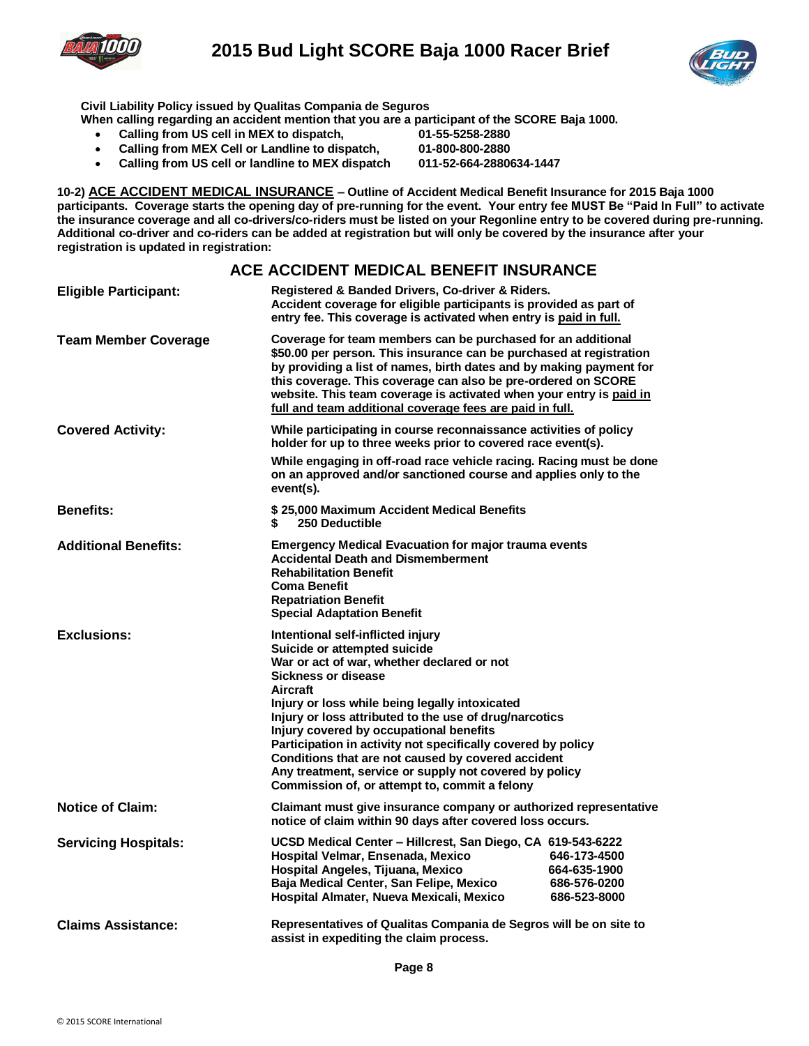**Civil Liability Policy issued by Qualitas Compania de Seguros**
**When calling regarding an accident mention that you are a participant of the SCORE Baja 1000.**

- **Calling from US cell in MEX to dispatch, 01-55-5258-2880**
- **Calling from MEX Cell or Landline to dispatch, 01-800-800-2880**
- **Calling from US cell or landline to MEX dispatch 011-52-664-2880634-1447**

**10-2) ACE ACCIDENT MEDICAL INSURANCE – Outline of Accident Medical Benefit Insurance for 2015 Baja 1000 participants. Coverage starts the opening day of pre-running for the event. Your entry fee MUST Be "Paid In Full" to activate the insurance coverage and all co-drivers/co-riders must be listed on your Regonline entry to be covered during pre-running. Additional co-driver and co-riders can be added at registration but will only be covered by the insurance after your registration is updated in registration:**

## ACE ACCIDENT MEDICAL BENEFIT INSURANCE

| | |
|---|---|
| **Eligible Participant:** | **Registered & Banded Drivers, Co-driver & Riders.** **Accident coverage for eligible participants is provided as part of entry fee. This coverage is activated when entry is paid in full.** |
| **Team Member Coverage** | **Coverage for team members can be purchased for an additional $50.00 per person. This insurance can be purchased at registration by providing a list of names, birth dates and by making payment for this coverage. This coverage can also be pre-ordered on SCORE website. This team coverage is activated when your entry is paid in full and team additional coverage fees are paid in full.** |
| **Covered Activity:** | **While participating in course reconnaissance activities of policy holder for up to three weeks prior to covered race event(s).** **While engaging in off-road race vehicle racing. Racing must be done on an approved and/or sanctioned course and applies only to the event(s).** |
| **Benefits:** | **$ 25,000 Maximum Accident Medical Benefits** **$ 250 Deductible** |
| **Additional Benefits:** | **Emergency Medical Evacuation for major trauma events** **Accidental Death and Dismemberment** **Rehabilitation Benefit** **Coma Benefit** **Repatriation Benefit** **Special Adaptation Benefit** |
| **Exclusions:** | **Intentional self-inflicted injury** **Suicide or attempted suicide** **War or act of war, whether declared or not** **Sickness or disease** **Aircraft** **Injury or loss while being legally intoxicated** **Injury or loss attributed to the use of drug/narcotics** **Injury covered by occupational benefits** **Participation in activity not specifically covered by policy** **Conditions that are not caused by covered accident** **Any treatment, service or supply not covered by policy** **Commission of, or attempt to, commit a felony** |
| **Notice of Claim:** | **Claimant must give insurance company or authorized representative notice of claim within 90 days after covered loss occurs.** |
| **Servicing Hospitals:** | **UCSD Medical Center – Hillcrest, San Diego, CA 619-543-6222** **Hospital Velmar, Ensenada, Mexico 646-173-4500** **Hospital Angeles, Tijuana, Mexico 664-635-1900** **Baja Medical Center, San Felipe, Mexico 686-576-0200** **Hospital Almater, Nueva Mexicali, Mexico 686-523-8000** |
| **Claims Assistance:** | **Representatives of Qualitas Compania de Segros will be on site to assist in expediting the claim process.** |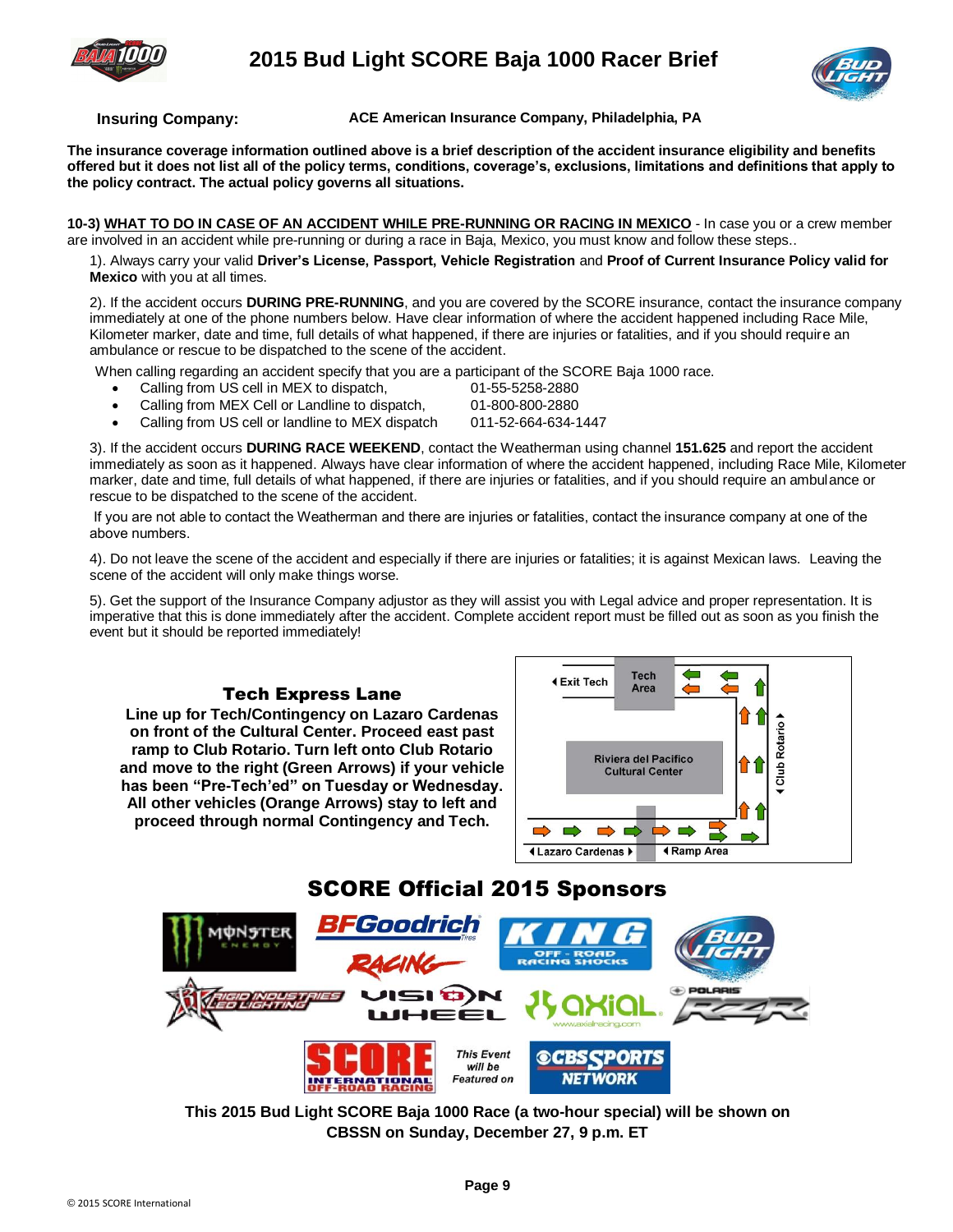**Insuring Company:** **ACE American Insurance Company, Philadelphia, PA**

**The insurance coverage information outlined above is a brief description of the accident insurance eligibility and benefits offered but it does not list all of the policy terms, conditions, coverage's, exclusions, limitations and definitions that apply to the policy contract. The actual policy governs all situations.**

**10-3) WHAT TO DO IN CASE OF AN ACCIDENT WHILE PRE-RUNNING OR RACING IN MEXICO** - In case you or a crew member are involved in an accident while pre-running or during a race in Baja, Mexico, you must know and follow these steps..

1). Always carry your valid **Driver's License, Passport, Vehicle Registration** and **Proof of Current Insurance Policy valid for Mexico** with you at all times.

2). If the accident occurs **DURING PRE-RUNNING**, and you are covered by the SCORE insurance, contact the insurance company immediately at one of the phone numbers below. Have clear information of where the accident happened including Race Mile, Kilometer marker, date and time, full details of what happened, if there are injuries or fatalities, and if you should require an ambulance or rescue to be dispatched to the scene of the accident.

When calling regarding an accident specify that you are a participant of the SCORE Baja 1000 race.

- Calling from US cell in MEX to dispatch, 01-55-5258-2880
- Calling from MEX Cell or Landline to dispatch, 01-800-800-2880
- Calling from US cell or landline to MEX dispatch 011-52-664-634-1447

3). If the accident occurs **DURING RACE WEEKEND**, contact the Weatherman using channel **151.625** and report the accident immediately as soon as it happened. Always have clear information of where the accident happened, including Race Mile, Kilometer marker, date and time, full details of what happened, if there are injuries or fatalities, and if you should require an ambulance or rescue to be dispatched to the scene of the accident.

If you are not able to contact the Weatherman and there are injuries or fatalities, contact the insurance company at one of the above numbers.

4). Do not leave the scene of the accident and especially if there are injuries or fatalities; it is against Mexican laws. Leaving the scene of the accident will only make things worse.

5). Get the support of the Insurance Company adjustor as they will assist you with Legal advice and proper representation. It is imperative that this is done immediately after the accident. Complete accident report must be filled out as soon as you finish the event but it should be reported immediately!

## Tech Express Lane

**Line up for Tech/Contingency on Lazaro Cardenas on front of the Cultural Center. Proceed east past ramp to Club Rotario. Turn left onto Club Rotario and move to the right (Green Arrows) if your vehicle has been "Pre-Tech'ed" on Tuesday or Wednesday. All other vehicles (Orange Arrows) stay to left and proceed through normal Contingency and Tech.**

Exit Tech
Tech Area
Riviera del Pacifico Cultural Center
Club Rotario
Lazaro Cardenas
Ramp Area

## SCORE Official 2015 Sponsors

This Event will be Featured on

**This 2015 Bud Light SCORE Baja 1000 Race (a two-hour special) will be shown on CBSSN on Sunday, December 27, 9 p.m. ET**

© 2015 SCORE International